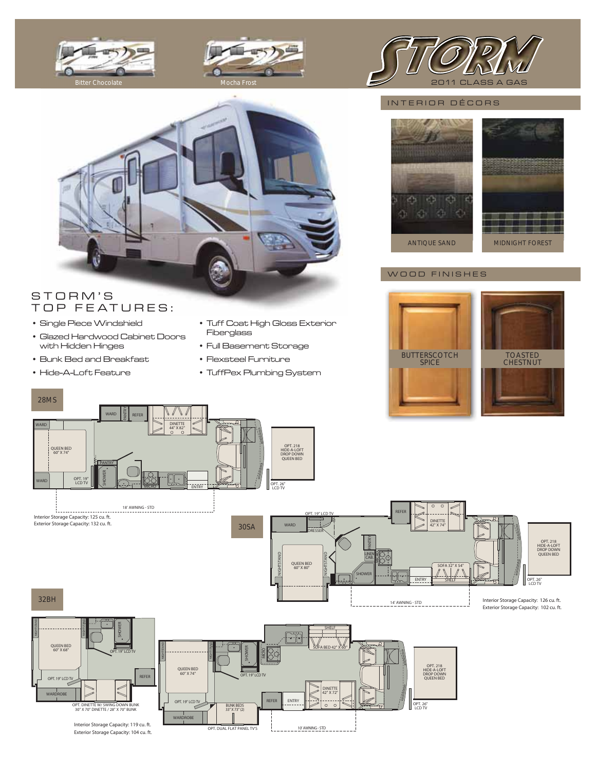Bitter Chocolate

Mocha Frost

# STORM

2011 CLASS A GAS

## INTERIOR DÉCORS

ANTIQUE SAND

MIDNIGHT FOREST

## WOOD FINISHES

BUTTERSCOTCH SPICE

TOASTED CHESTNUT

## STORM'S TOP FEATURES:

- Single Piece Windshield
- Glazed Hardwood Cabinet Doors with Hidden Hinges
- Bunk Bed and Breakfast
- Hide-A-Loft Feature
- Tuff Coat High Gloss Exterior Fiberglass
- Full Basement Storage
- Flexsteel Furniture
- TuffPex Plumbing System

## 28MS

WARD, PANTRY, REFER, DINETTE 44" X 82", WARD, QUEEN BED 60" X 74", PANTRY, SHOWER, WARD, OPT. 19" LCD TV, MICRO, ENTRY, OPT. 218 HIDE-A-LOFT DROP DOWN QUEEN BED, OPT. 26" LCD TV, 18' AWNING - STD

Interior Storage Capacity: 125 cu. ft.
Exterior Storage Capacity: 132 cu. ft.

## 30SA

OPT. 19" LCD TV, WARD, DRESSER, REFER, DINETTE 42" X 74", NIGHTSTAND, QUEEN BED 60" X 80", NIGHTSTAND, PANTRY, LINEN CAB., MICRO, SHOWER, SOFA 32" X 54", ENTRY, SHELF, OPT. 218 HIDE-A-LOFT DROP DOWN QUEEN BED, OPT. 26" LCD TV, 14' AWNING - STD

Interior Storage Capacity: 126 cu. ft.
Exterior Storage Capacity: 102 cu. ft.

## 32BH

NIGHTSTAND, NIGHTSTAND, SHOWER, QUEEN BED 60" X 68", OPT. 19" LCD TV, OPT. 19" LCD TV, REFER, WARDROBE, OPT. DINETTE W/ SWING DOWN BUNK 30" X 70" DINETTE / 28" X 70" BUNK

SHELF, NIGHTSTAND, NIGHTSTAND, SHOWER, MICRO, SOFA BED 42" X 60", QUEEN BED 60" X 74", OPT. 19" LCD TV, DINETTE 42" X 72", OPT. 19" LCD TV, BUNK BEDS 33" X 73" (2), REFER, ENTRY, WARDROBE, OPT. DUAL FLAT PANEL TV'S, 10' AWNING - STD, OPT. 218 HIDE-A-LOFT DROP DOWN QUEEN BED, OPT. 26" LCD TV

Interior Storage Capacity: 119 cu. ft.
Exterior Storage Capacity: 104 cu. ft.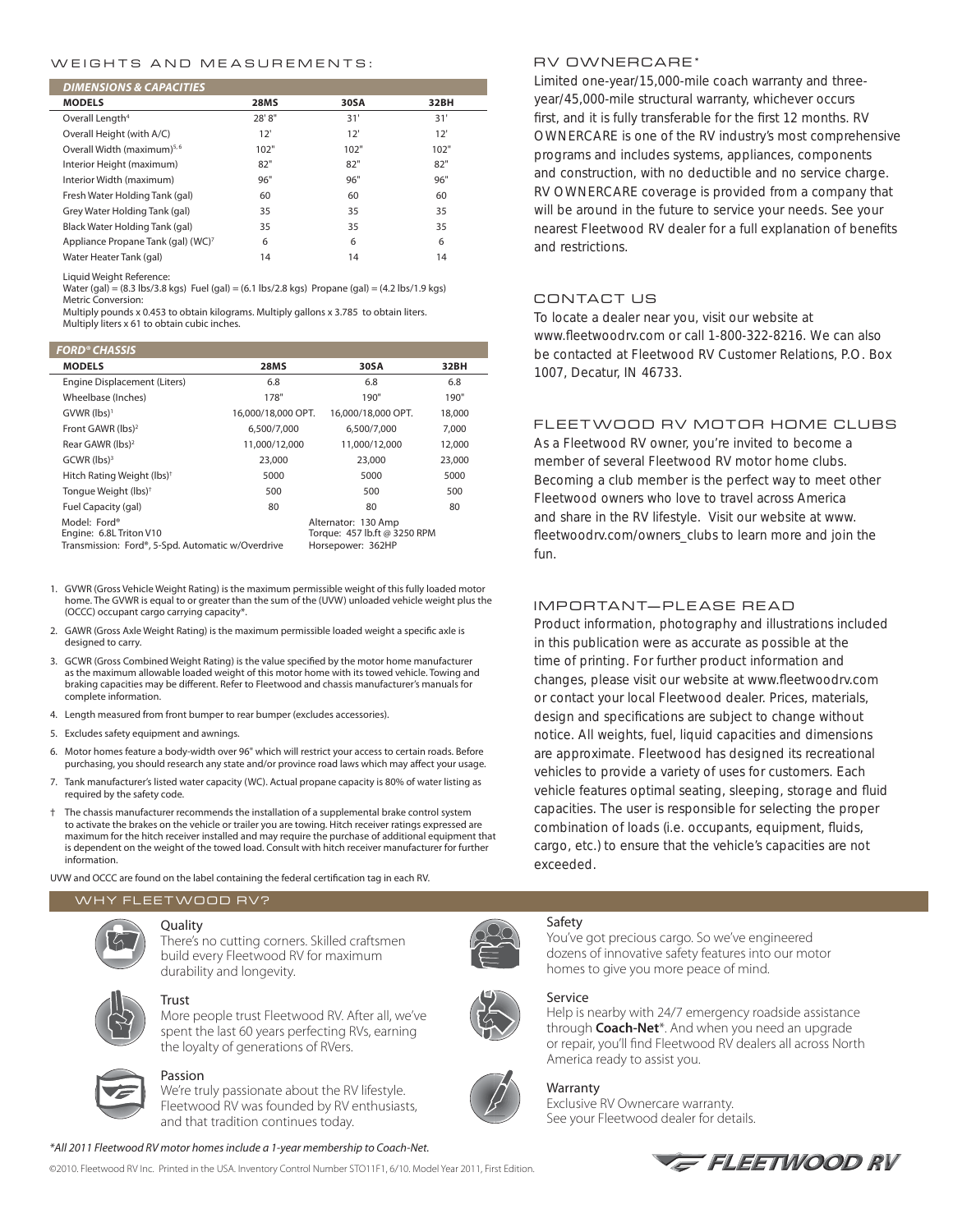## WEIGHTS AND MEASUREMENTS:

| DIMENSIONS & CAPACITIES | | | |
|---|---|---|---|
| **MODELS** | **28MS** | **30SA** | **32BH** |
| Overall Length[4] | 28' 8" | 31' | 31' |
| Overall Height (with A/C) | 12' | 12' | 12' |
| Overall Width (maximum)[5, 6] | 102" | 102" | 102" |
| Interior Height (maximum) | 82" | 82" | 82" |
| Interior Width (maximum) | 96" | 96" | 96" |
| Fresh Water Holding Tank (gal) | 60 | 60 | 60 |
| Grey Water Holding Tank (gal) | 35 | 35 | 35 |
| Black Water Holding Tank (gal) | 35 | 35 | 35 |
| Appliance Propane Tank (gal) (WC)[7] | 6 | 6 | 6 |
| Water Heater Tank (gal) | 14 | 14 | 14 |

Liquid Weight Reference:
Water (gal) = (8.3 lbs/3.8 kgs) Fuel (gal) = (6.1 lbs/2.8 kgs) Propane (gal) = (4.2 lbs/1.9 kgs)
Metric Conversion:
Multiply pounds x 0.453 to obtain kilograms. Multiply gallons x 3.785 to obtain liters.
Multiply liters x 61 to obtain cubic inches.

| FORD® CHASSIS | | | |
|---|---|---|---|
| **MODELS** | **28MS** | **30SA** | **32BH** |
| Engine Displacement (Liters) | 6.8 | 6.8 | 6.8 |
| Wheelbase (Inches) | 178" | 190" | 190" |
| GVWR (lbs)[1] | 16,000/18,000 OPT. | 16,000/18,000 OPT. | 18,000 |
| Front GAWR (lbs)[2] | 6,500/7,000 | 6,500/7,000 | 7,000 |
| Rear GAWR (lbs)[2] | 11,000/12,000 | 11,000/12,000 | 12,000 |
| GCWR (lbs)[3] | 23,000 | 23,000 | 23,000 |
| Hitch Rating Weight (lbs)[†] | 5000 | 5000 | 5000 |
| Tongue Weight (lbs)[†] | 500 | 500 | 500 |
| Fuel Capacity (gal) | 80 | 80 | 80 |

Model: Ford®
Engine: 6.8L Triton V10
Transmission: Ford®, 5-Spd. Automatic w/Overdrive

Alternator: 130 Amp
Torque: 457 lb.ft @ 3250 RPM
Horsepower: 362HP

1. GVWR (Gross Vehicle Weight Rating) is the maximum permissible weight of this fully loaded motor home. The GVWR is equal to or greater than the sum of the (UVW) unloaded vehicle weight plus the (OCCC) occupant cargo carrying capacity*.
2. GAWR (Gross Axle Weight Rating) is the maximum permissible loaded weight a specific axle is designed to carry.
3. GCWR (Gross Combined Weight Rating) is the value specified by the motor home manufacturer as the maximum allowable loaded weight of this motor home with its towed vehicle. Towing and braking capacities may be different. Refer to Fleetwood and chassis manufacturer's manuals for complete information.
4. Length measured from front bumper to rear bumper (excludes accessories).
5. Excludes safety equipment and awnings.
6. Motor homes feature a body-width over 96" which will restrict your access to certain roads. Before purchasing, you should research any state and/or province road laws which may affect your usage.
7. Tank manufacturer's listed water capacity (WC). Actual propane capacity is 80% of water listing as required by the safety code.

† The chassis manufacturer recommends the installation of a supplemental brake control system to activate the brakes on the vehicle or trailer you are towing. Hitch receiver ratings expressed are maximum for the hitch receiver installed and may require the purchase of additional equipment that is dependent on the weight of the towed load. Consult with hitch receiver manufacturer for further information.

UVW and OCCC are found on the label containing the federal certification tag in each RV.

## RV OWNERCARE*

Limited one-year/15,000-mile coach warranty and three-year/45,000-mile structural warranty, whichever occurs first, and it is fully transferable for the first 12 months. RV OWNERCARE is one of the RV industry's most comprehensive programs and includes systems, appliances, components and construction, with no deductible and no service charge. RV OWNERCARE coverage is provided from a company that will be around in the future to service your needs. See your nearest Fleetwood RV dealer for a full explanation of benefits and restrictions.

## CONTACT US

To locate a dealer near you, visit our website at www.fleetwoodrv.com or call 1-800-322-8216. We can also be contacted at Fleetwood RV Customer Relations, P.O. Box 1007, Decatur, IN 46733.

## FLEETWOOD RV MOTOR HOME CLUBS

As a Fleetwood RV owner, you're invited to become a member of several Fleetwood RV motor home clubs. Becoming a club member is the perfect way to meet other Fleetwood owners who love to travel across America and share in the RV lifestyle. Visit our website at www.fleetwoodrv.com/owners_clubs to learn more and join the fun.

## IMPORTANT—PLEASE READ

Product information, photography and illustrations included in this publication were as accurate as possible at the time of printing. For further product information and changes, please visit our website at www.fleetwoodrv.com or contact your local Fleetwood dealer. Prices, materials, design and specifications are subject to change without notice. All weights, fuel, liquid capacities and dimensions are approximate. Fleetwood has designed its recreational vehicles to provide a variety of uses for customers. Each vehicle features optimal seating, sleeping, storage and fluid capacities. The user is responsible for selecting the proper combination of loads (i.e. occupants, equipment, fluids, cargo, etc.) to ensure that the vehicle's capacities are not exceeded.

## WHY FLEETWOOD RV?

### Quality
There's no cutting corners. Skilled craftsmen build every Fleetwood RV for maximum durability and longevity.

### Trust
More people trust Fleetwood RV. After all, we've spent the last 60 years perfecting RVs, earning the loyalty of generations of RVers.

### Passion
We're truly passionate about the RV lifestyle. Fleetwood RV was founded by RV enthusiasts, and that tradition continues today.

### Safety
You've got precious cargo. So we've engineered dozens of innovative safety features into our motor homes to give you more peace of mind.

### Service
Help is nearby with 24/7 emergency roadside assistance through **Coach-Net***. And when you need an upgrade or repair, you'll find Fleetwood RV dealers all across North America ready to assist you.

### Warranty
Exclusive RV Ownercare warranty. See your Fleetwood dealer for details.

*\*All 2011 Fleetwood RV motor homes include a 1-year membership to Coach-Net.*

©2010. Fleetwood RV Inc. Printed in the USA. Inventory Control Number STO11F1, 6/10. Model Year 2011, First Edition.

FLEETWOOD RV